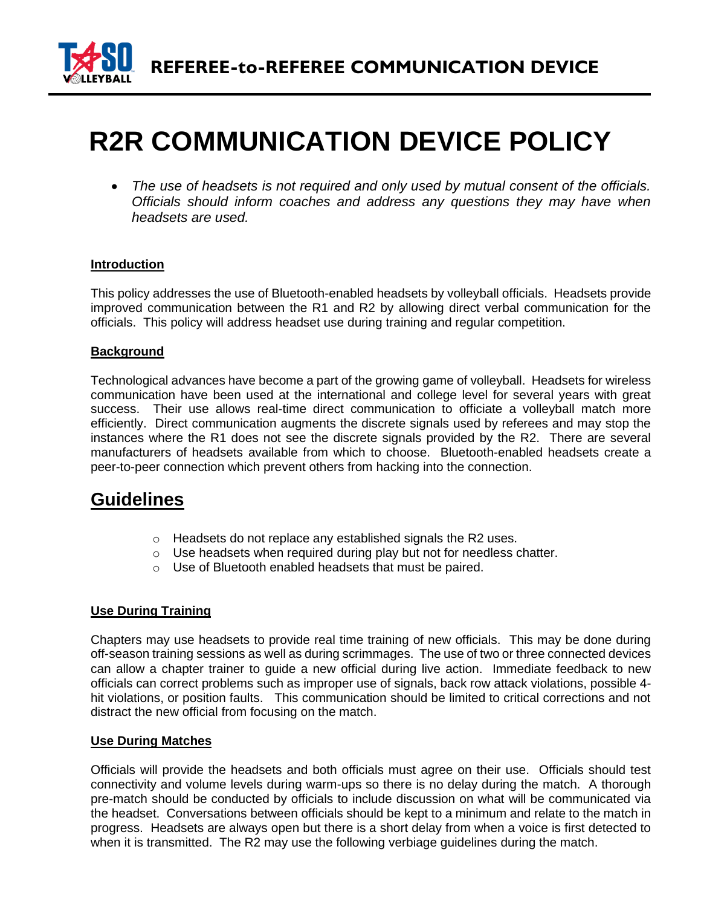# REFEREE-to-REFEREE COMMUNICATION DEVICE

# R2R COMMUNICATION DEVICE POLICY

- *The use of headsets is not required and only used by mutual consent of the officials. Officials should inform coaches and address any questions they may have when headsets are used.*

**Introduction**

This policy addresses the use of Bluetooth-enabled headsets by volleyball officials. Headsets provide improved communication between the R1 and R2 by allowing direct verbal communication for the officials. This policy will address headset use during training and regular competition.

**Background**

Technological advances have become a part of the growing game of volleyball. Headsets for wireless communication have been used at the international and college level for several years with great success. Their use allows real-time direct communication to officiate a volleyball match more efficiently. Direct communication augments the discrete signals used by referees and may stop the instances where the R1 does not see the discrete signals provided by the R2. There are several manufacturers of headsets available from which to choose. Bluetooth-enabled headsets create a peer-to-peer connection which prevent others from hacking into the connection.

## Guidelines

- Headsets do not replace any established signals the R2 uses.
- Use headsets when required during play but not for needless chatter.
- Use of Bluetooth enabled headsets that must be paired.

**Use During Training**

Chapters may use headsets to provide real time training of new officials. This may be done during off-season training sessions as well as during scrimmages. The use of two or three connected devices can allow a chapter trainer to guide a new official during live action. Immediate feedback to new officials can correct problems such as improper use of signals, back row attack violations, possible 4-hit violations, or position faults. This communication should be limited to critical corrections and not distract the new official from focusing on the match.

**Use During Matches**

Officials will provide the headsets and both officials must agree on their use. Officials should test connectivity and volume levels during warm-ups so there is no delay during the match. A thorough pre-match should be conducted by officials to include discussion on what will be communicated via the headset. Conversations between officials should be kept to a minimum and relate to the match in progress. Headsets are always open but there is a short delay from when a voice is first detected to when it is transmitted. The R2 may use the following verbiage guidelines during the match.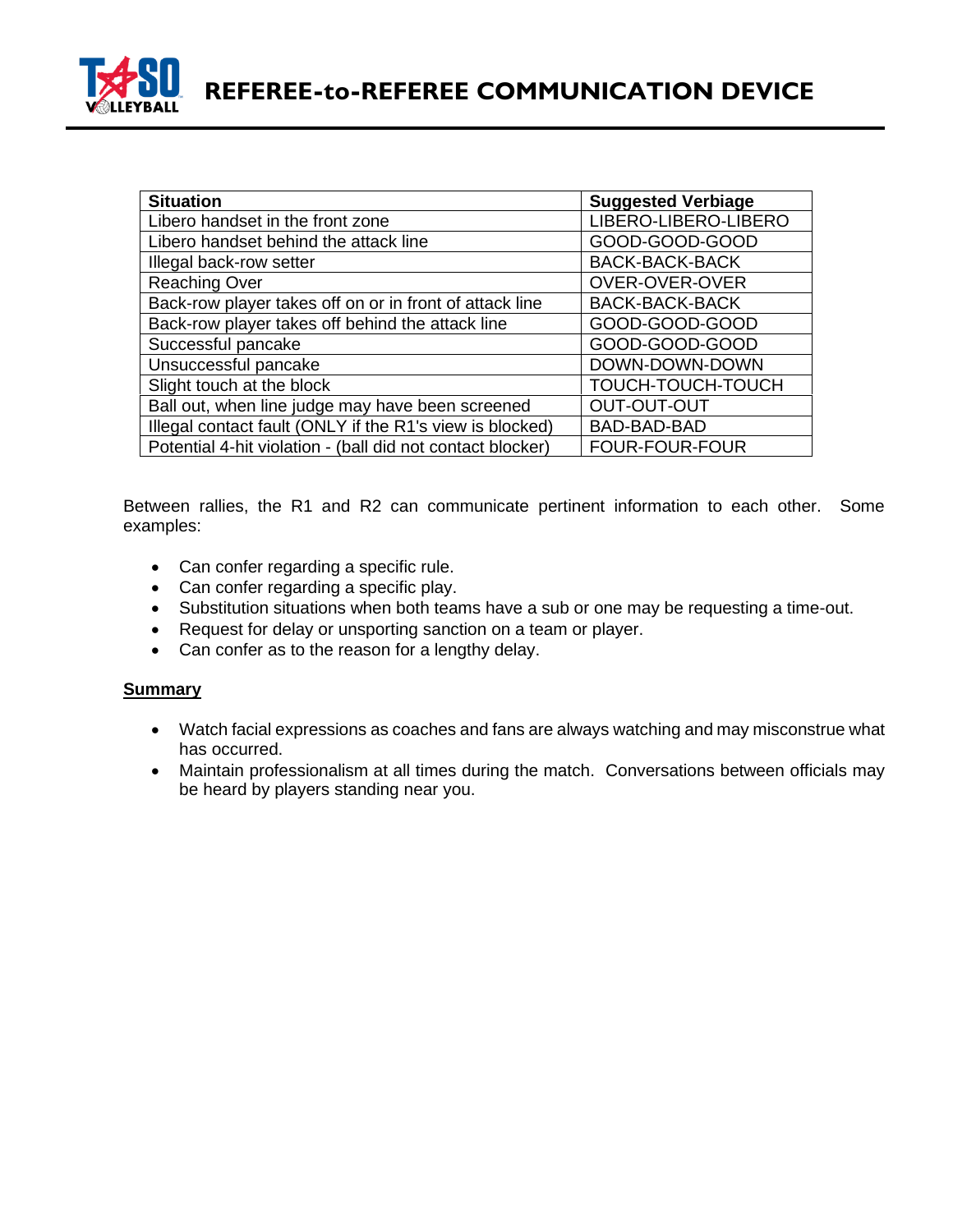# REFEREE-to-REFEREE COMMUNICATION DEVICE

| Situation | Suggested Verbiage |
|---|---|
| Libero handset in the front zone | LIBERO-LIBERO-LIBERO |
| Libero handset behind the attack line | GOOD-GOOD-GOOD |
| Illegal back-row setter | BACK-BACK-BACK |
| Reaching Over | OVER-OVER-OVER |
| Back-row player takes off on or in front of attack line | BACK-BACK-BACK |
| Back-row player takes off behind the attack line | GOOD-GOOD-GOOD |
| Successful pancake | GOOD-GOOD-GOOD |
| Unsuccessful pancake | DOWN-DOWN-DOWN |
| Slight touch at the block | TOUCH-TOUCH-TOUCH |
| Ball out, when line judge may have been screened | OUT-OUT-OUT |
| Illegal contact fault (ONLY if the R1's view is blocked) | BAD-BAD-BAD |
| Potential 4-hit violation - (ball did not contact blocker) | FOUR-FOUR-FOUR |

Between rallies, the R1 and R2 can communicate pertinent information to each other. Some examples:

- Can confer regarding a specific rule.
- Can confer regarding a specific play.
- Substitution situations when both teams have a sub or one may be requesting a time-out.
- Request for delay or unsporting sanction on a team or player.
- Can confer as to the reason for a lengthy delay.

**Summary**

- Watch facial expressions as coaches and fans are always watching and may misconstrue what has occurred.
- Maintain professionalism at all times during the match. Conversations between officials may be heard by players standing near you.